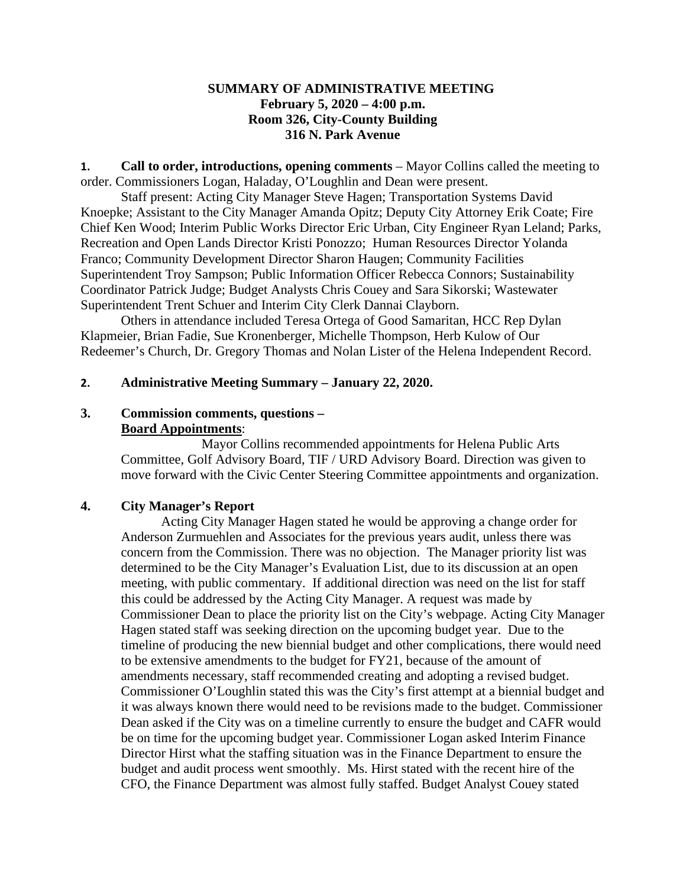**SUMMARY OF ADMINISTRATIVE MEETING**
**February 5, 2020 – 4:00 p.m.**
**Room 326, City-County Building**
**316 N. Park Avenue**

**1. Call to order, introductions, opening comments** – Mayor Collins called the meeting to order. Commissioners Logan, Haladay, O'Loughlin and Dean were present.

Staff present: Acting City Manager Steve Hagen; Transportation Systems David Knoepke; Assistant to the City Manager Amanda Opitz; Deputy City Attorney Erik Coate; Fire Chief Ken Wood; Interim Public Works Director Eric Urban, City Engineer Ryan Leland; Parks, Recreation and Open Lands Director Kristi Ponozzo; Human Resources Director Yolanda Franco; Community Development Director Sharon Haugen; Community Facilities Superintendent Troy Sampson; Public Information Officer Rebecca Connors; Sustainability Coordinator Patrick Judge; Budget Analysts Chris Couey and Sara Sikorski; Wastewater Superintendent Trent Schuer and Interim City Clerk Dannai Clayborn.

Others in attendance included Teresa Ortega of Good Samaritan, HCC Rep Dylan Klapmeier, Brian Fadie, Sue Kronenberger, Michelle Thompson, Herb Kulow of Our Redeemer's Church, Dr. Gregory Thomas and Nolan Lister of the Helena Independent Record.

**2. Administrative Meeting Summary – January 22, 2020.**

**3. Commission comments, questions –**
**Board Appointments**:

Mayor Collins recommended appointments for Helena Public Arts Committee, Golf Advisory Board, TIF / URD Advisory Board. Direction was given to move forward with the Civic Center Steering Committee appointments and organization.

**4. City Manager's Report**

Acting City Manager Hagen stated he would be approving a change order for Anderson Zurmuehlen and Associates for the previous years audit, unless there was concern from the Commission. There was no objection. The Manager priority list was determined to be the City Manager's Evaluation List, due to its discussion at an open meeting, with public commentary. If additional direction was need on the list for staff this could be addressed by the Acting City Manager. A request was made by Commissioner Dean to place the priority list on the City's webpage. Acting City Manager Hagen stated staff was seeking direction on the upcoming budget year. Due to the timeline of producing the new biennial budget and other complications, there would need to be extensive amendments to the budget for FY21, because of the amount of amendments necessary, staff recommended creating and adopting a revised budget. Commissioner O'Loughlin stated this was the City's first attempt at a biennial budget and it was always known there would need to be revisions made to the budget. Commissioner Dean asked if the City was on a timeline currently to ensure the budget and CAFR would be on time for the upcoming budget year. Commissioner Logan asked Interim Finance Director Hirst what the staffing situation was in the Finance Department to ensure the budget and audit process went smoothly. Ms. Hirst stated with the recent hire of the CFO, the Finance Department was almost fully staffed. Budget Analyst Couey stated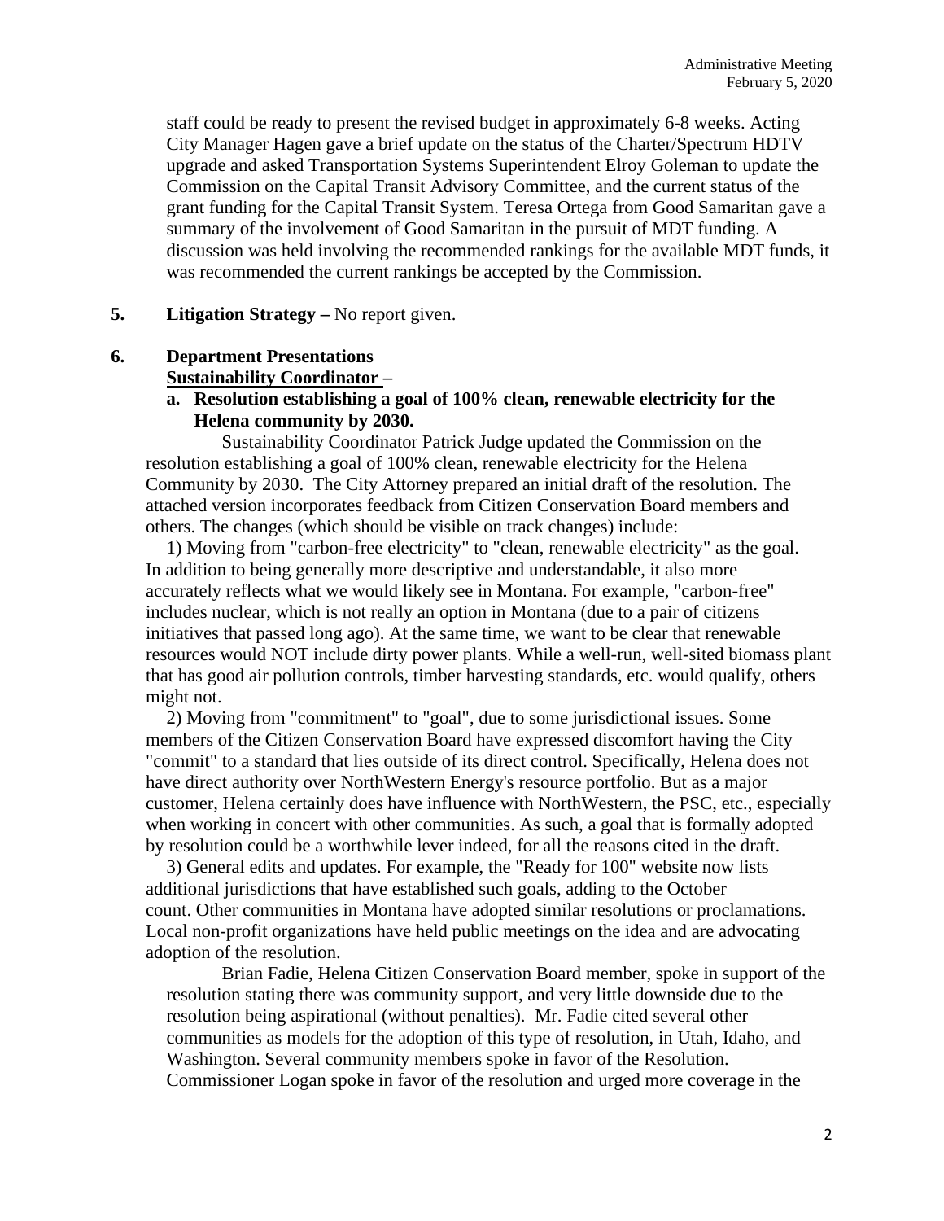staff could be ready to present the revised budget in approximately 6-8 weeks. Acting City Manager Hagen gave a brief update on the status of the Charter/Spectrum HDTV upgrade and asked Transportation Systems Superintendent Elroy Goleman to update the Commission on the Capital Transit Advisory Committee, and the current status of the grant funding for the Capital Transit System. Teresa Ortega from Good Samaritan gave a summary of the involvement of Good Samaritan in the pursuit of MDT funding. A discussion was held involving the recommended rankings for the available MDT funds, it was recommended the current rankings be accepted by the Commission.

**5. Litigation Strategy –** No report given.

**6. Department Presentations**

<u>**Sustainability Coordinator**</u> **–**

**a. Resolution establishing a goal of 100% clean, renewable electricity for the Helena community by 2030.**

Sustainability Coordinator Patrick Judge updated the Commission on the resolution establishing a goal of 100% clean, renewable electricity for the Helena Community by 2030. The City Attorney prepared an initial draft of the resolution. The attached version incorporates feedback from Citizen Conservation Board members and others. The changes (which should be visible on track changes) include:

1) Moving from "carbon-free electricity" to "clean, renewable electricity" as the goal. In addition to being generally more descriptive and understandable, it also more accurately reflects what we would likely see in Montana. For example, "carbon-free" includes nuclear, which is not really an option in Montana (due to a pair of citizens initiatives that passed long ago). At the same time, we want to be clear that renewable resources would NOT include dirty power plants. While a well-run, well-sited biomass plant that has good air pollution controls, timber harvesting standards, etc. would qualify, others might not.

2) Moving from "commitment" to "goal", due to some jurisdictional issues. Some members of the Citizen Conservation Board have expressed discomfort having the City "commit" to a standard that lies outside of its direct control. Specifically, Helena does not have direct authority over NorthWestern Energy's resource portfolio. But as a major customer, Helena certainly does have influence with NorthWestern, the PSC, etc., especially when working in concert with other communities. As such, a goal that is formally adopted by resolution could be a worthwhile lever indeed, for all the reasons cited in the draft.

3) General edits and updates. For example, the "Ready for 100" website now lists additional jurisdictions that have established such goals, adding to the October count. Other communities in Montana have adopted similar resolutions or proclamations. Local non-profit organizations have held public meetings on the idea and are advocating adoption of the resolution.

Brian Fadie, Helena Citizen Conservation Board member, spoke in support of the resolution stating there was community support, and very little downside due to the resolution being aspirational (without penalties). Mr. Fadie cited several other communities as models for the adoption of this type of resolution, in Utah, Idaho, and Washington. Several community members spoke in favor of the Resolution. Commissioner Logan spoke in favor of the resolution and urged more coverage in the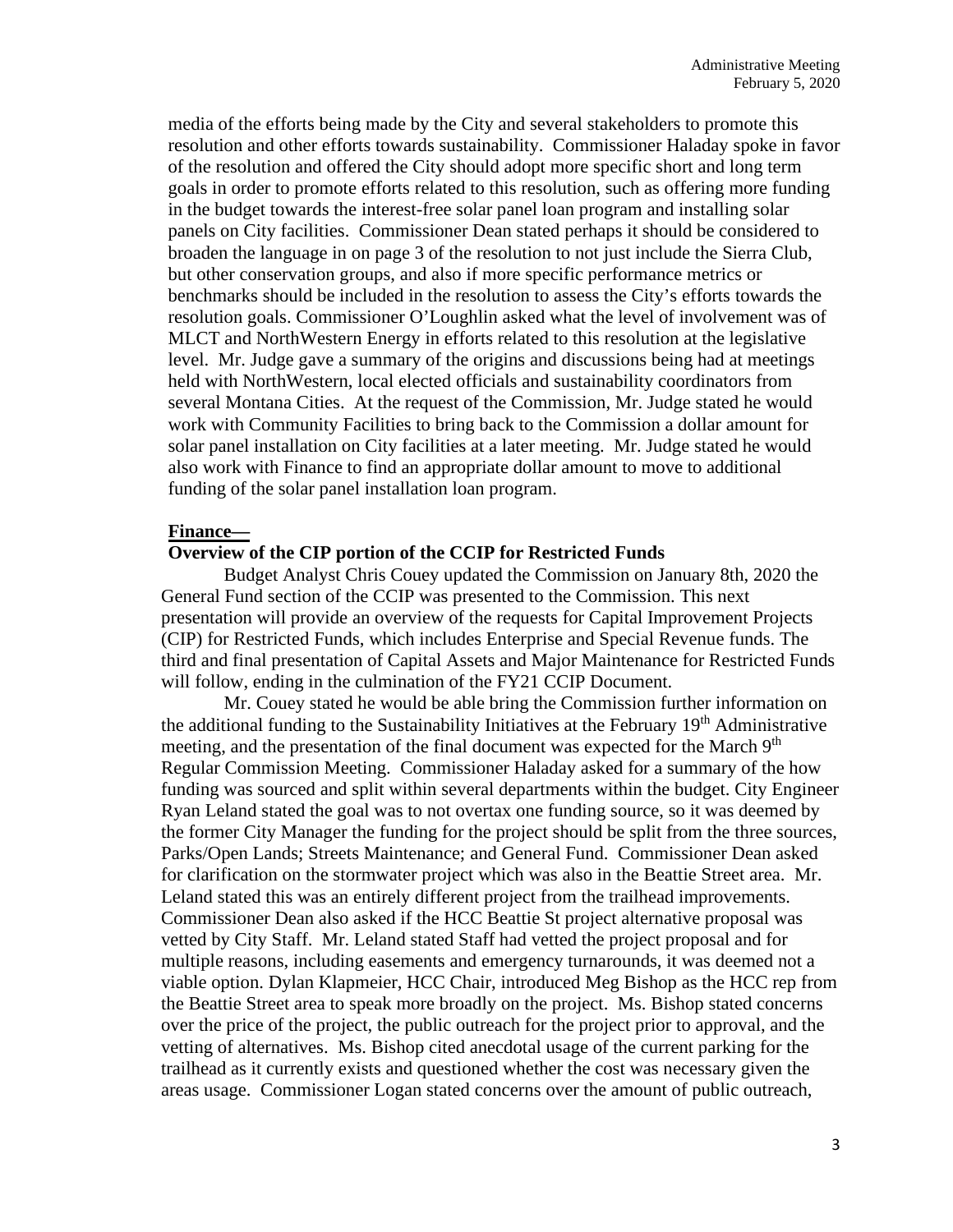media of the efforts being made by the City and several stakeholders to promote this resolution and other efforts towards sustainability. Commissioner Haladay spoke in favor of the resolution and offered the City should adopt more specific short and long term goals in order to promote efforts related to this resolution, such as offering more funding in the budget towards the interest-free solar panel loan program and installing solar panels on City facilities. Commissioner Dean stated perhaps it should be considered to broaden the language in on page 3 of the resolution to not just include the Sierra Club, but other conservation groups, and also if more specific performance metrics or benchmarks should be included in the resolution to assess the City's efforts towards the resolution goals. Commissioner O'Loughlin asked what the level of involvement was of MLCT and NorthWestern Energy in efforts related to this resolution at the legislative level. Mr. Judge gave a summary of the origins and discussions being had at meetings held with NorthWestern, local elected officials and sustainability coordinators from several Montana Cities. At the request of the Commission, Mr. Judge stated he would work with Community Facilities to bring back to the Commission a dollar amount for solar panel installation on City facilities at a later meeting. Mr. Judge stated he would also work with Finance to find an appropriate dollar amount to move to additional funding of the solar panel installation loan program.

**Finance—**

**Overview of the CIP portion of the CCIP for Restricted Funds**

Budget Analyst Chris Couey updated the Commission on January 8th, 2020 the General Fund section of the CCIP was presented to the Commission. This next presentation will provide an overview of the requests for Capital Improvement Projects (CIP) for Restricted Funds, which includes Enterprise and Special Revenue funds. The third and final presentation of Capital Assets and Major Maintenance for Restricted Funds will follow, ending in the culmination of the FY21 CCIP Document.

Mr. Couey stated he would be able bring the Commission further information on the additional funding to the Sustainability Initiatives at the February 19th Administrative meeting, and the presentation of the final document was expected for the March 9th Regular Commission Meeting. Commissioner Haladay asked for a summary of the how funding was sourced and split within several departments within the budget. City Engineer Ryan Leland stated the goal was to not overtax one funding source, so it was deemed by the former City Manager the funding for the project should be split from the three sources, Parks/Open Lands; Streets Maintenance; and General Fund. Commissioner Dean asked for clarification on the stormwater project which was also in the Beattie Street area. Mr. Leland stated this was an entirely different project from the trailhead improvements. Commissioner Dean also asked if the HCC Beattie St project alternative proposal was vetted by City Staff. Mr. Leland stated Staff had vetted the project proposal and for multiple reasons, including easements and emergency turnarounds, it was deemed not a viable option. Dylan Klapmeier, HCC Chair, introduced Meg Bishop as the HCC rep from the Beattie Street area to speak more broadly on the project. Ms. Bishop stated concerns over the price of the project, the public outreach for the project prior to approval, and the vetting of alternatives. Ms. Bishop cited anecdotal usage of the current parking for the trailhead as it currently exists and questioned whether the cost was necessary given the areas usage. Commissioner Logan stated concerns over the amount of public outreach,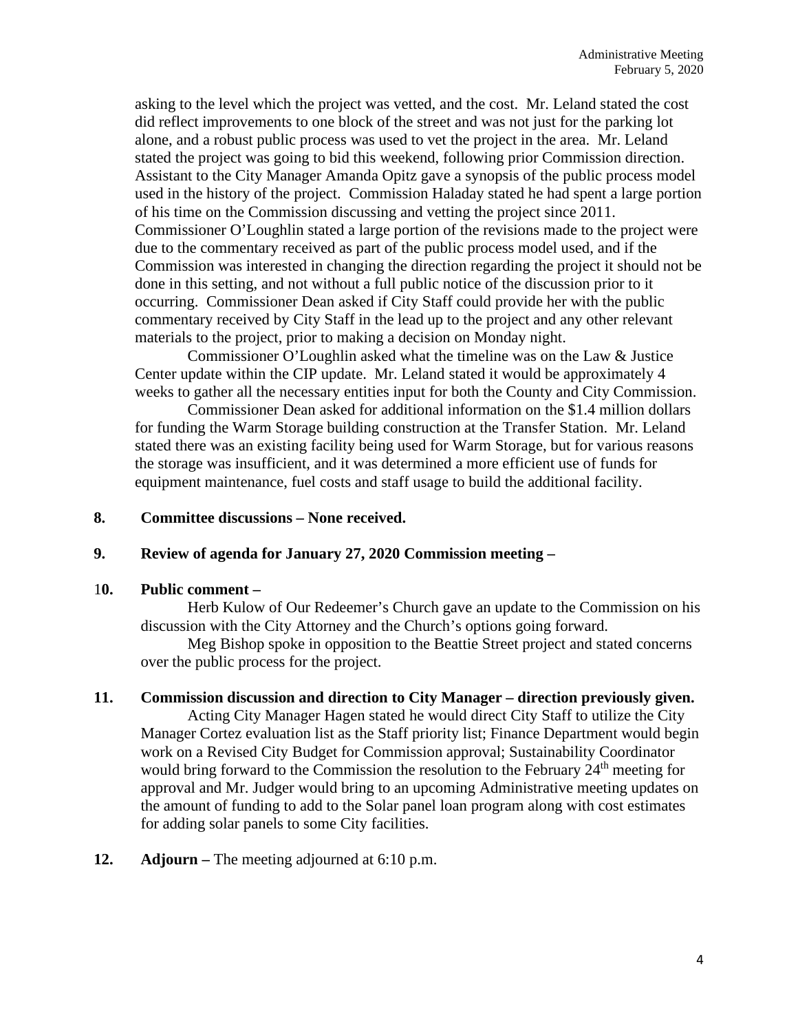asking to the level which the project was vetted, and the cost. Mr. Leland stated the cost did reflect improvements to one block of the street and was not just for the parking lot alone, and a robust public process was used to vet the project in the area. Mr. Leland stated the project was going to bid this weekend, following prior Commission direction. Assistant to the City Manager Amanda Opitz gave a synopsis of the public process model used in the history of the project. Commission Haladay stated he had spent a large portion of his time on the Commission discussing and vetting the project since 2011. Commissioner O'Loughlin stated a large portion of the revisions made to the project were due to the commentary received as part of the public process model used, and if the Commission was interested in changing the direction regarding the project it should not be done in this setting, and not without a full public notice of the discussion prior to it occurring. Commissioner Dean asked if City Staff could provide her with the public commentary received by City Staff in the lead up to the project and any other relevant materials to the project, prior to making a decision on Monday night.

Commissioner O'Loughlin asked what the timeline was on the Law & Justice Center update within the CIP update. Mr. Leland stated it would be approximately 4 weeks to gather all the necessary entities input for both the County and City Commission.

Commissioner Dean asked for additional information on the $1.4 million dollars for funding the Warm Storage building construction at the Transfer Station. Mr. Leland stated there was an existing facility being used for Warm Storage, but for various reasons the storage was insufficient, and it was determined a more efficient use of funds for equipment maintenance, fuel costs and staff usage to build the additional facility.

**8. Committee discussions – None received.**

**9. Review of agenda for January 27, 2020 Commission meeting –**

**10. Public comment –**

Herb Kulow of Our Redeemer's Church gave an update to the Commission on his discussion with the City Attorney and the Church's options going forward.

Meg Bishop spoke in opposition to the Beattie Street project and stated concerns over the public process for the project.

**11. Commission discussion and direction to City Manager – direction previously given.**

Acting City Manager Hagen stated he would direct City Staff to utilize the City Manager Cortez evaluation list as the Staff priority list; Finance Department would begin work on a Revised City Budget for Commission approval; Sustainability Coordinator would bring forward to the Commission the resolution to the February 24th meeting for approval and Mr. Judger would bring to an upcoming Administrative meeting updates on the amount of funding to add to the Solar panel loan program along with cost estimates for adding solar panels to some City facilities.

**12. Adjourn –** The meeting adjourned at 6:10 p.m.